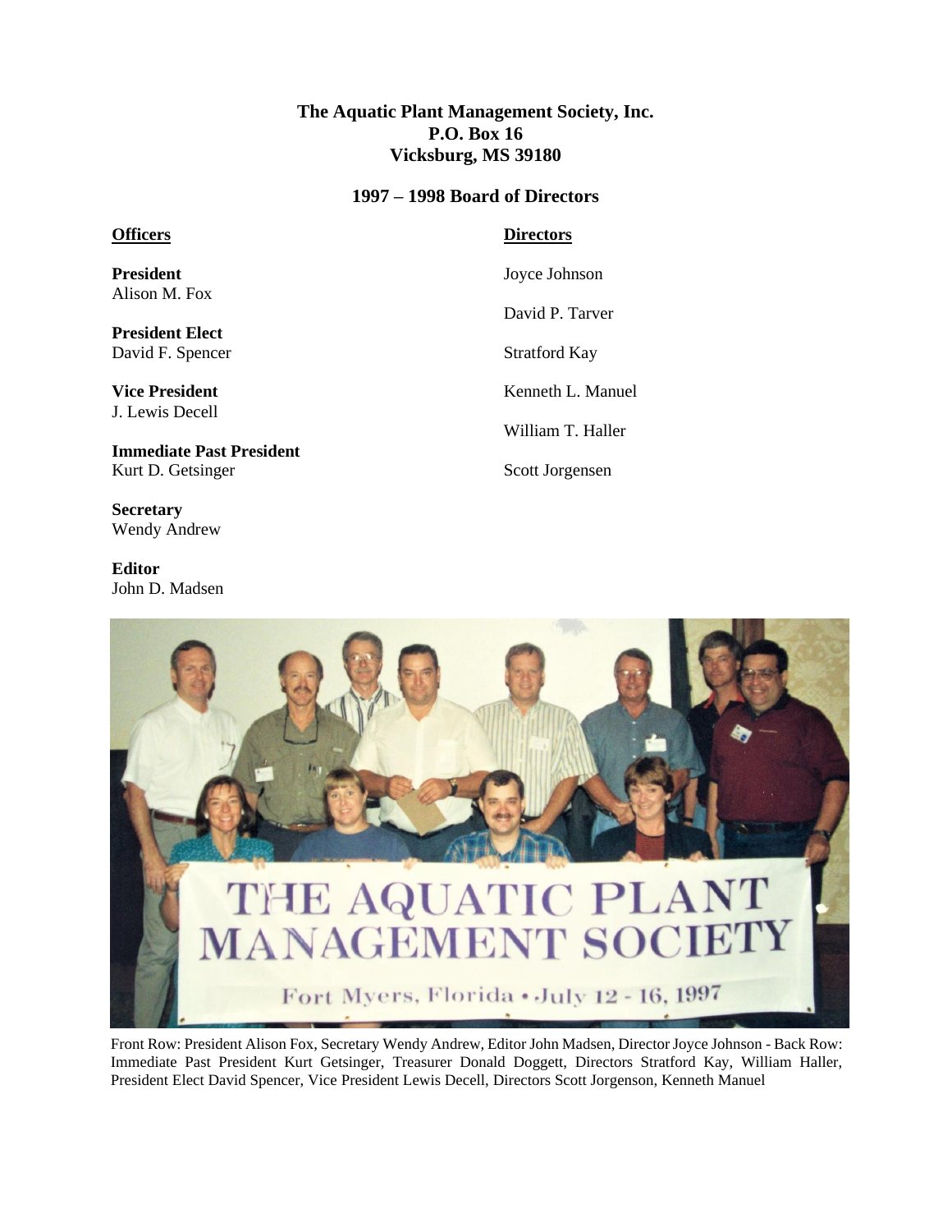**The Aquatic Plant Management Society, Inc.**
**P.O. Box 16**
**Vicksburg, MS 39180**

**1997 – 1998 Board of Directors**

**Officers**

**President**
Alison M. Fox

**President Elect**
David F. Spencer

**Vice President**
J. Lewis Decell

**Immediate Past President**
Kurt D. Getsinger

**Secretary**
Wendy Andrew

**Editor**
John D. Madsen

**Directors**

Joyce Johnson

David P. Tarver

Stratford Kay

Kenneth L. Manuel

William T. Haller

Scott Jorgensen

Front Row: President Alison Fox, Secretary Wendy Andrew, Editor John Madsen, Director Joyce Johnson - Back Row: Immediate Past President Kurt Getsinger, Treasurer Donald Doggett, Directors Stratford Kay, William Haller, President Elect David Spencer, Vice President Lewis Decell, Directors Scott Jorgenson, Kenneth Manuel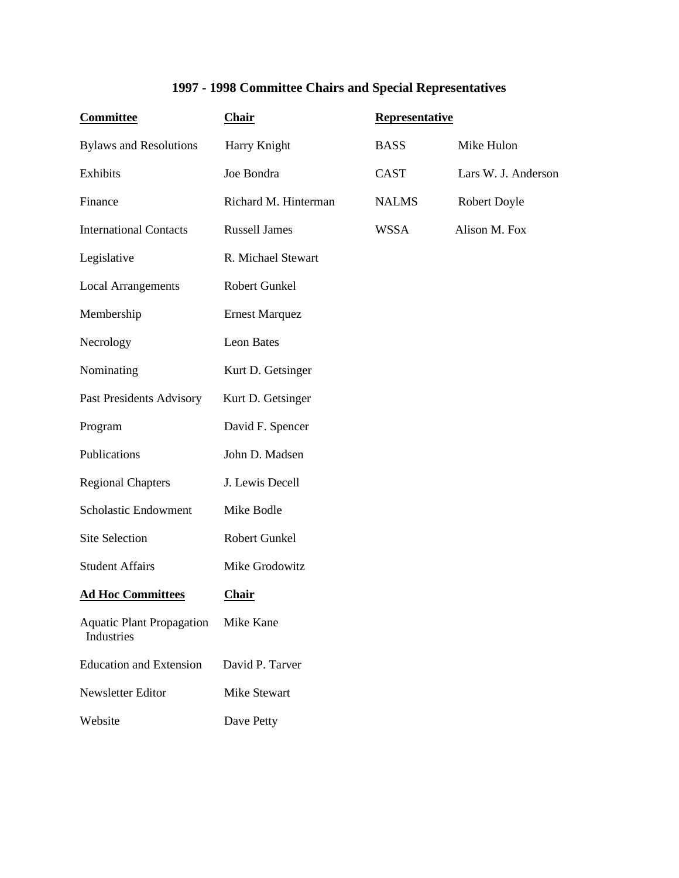## 1997 - 1998 Committee Chairs and Special Representatives

| Committee | Chair | Representative | |
|---|---|---|---|
| Bylaws and Resolutions | Harry Knight | BASS | Mike Hulon |
| Exhibits | Joe Bondra | CAST | Lars W. J. Anderson |
| Finance | Richard M. Hinterman | NALMS | Robert Doyle |
| International Contacts | Russell James | WSSA | Alison M. Fox |
| Legislative | R. Michael Stewart | | |
| Local Arrangements | Robert Gunkel | | |
| Membership | Ernest Marquez | | |
| Necrology | Leon Bates | | |
| Nominating | Kurt D. Getsinger | | |
| Past Presidents Advisory | Kurt D. Getsinger | | |
| Program | David F. Spencer | | |
| Publications | John D. Madsen | | |
| Regional Chapters | J. Lewis Decell | | |
| Scholastic Endowment | Mike Bodle | | |
| Site Selection | Robert Gunkel | | |
| Student Affairs | Mike Grodowitz | | |

| Ad Hoc Committees | Chair |
|---|---|
| Aquatic Plant Propagation Industries | Mike Kane |
| Education and Extension | David P. Tarver |
| Newsletter Editor | Mike Stewart |
| Website | Dave Petty |